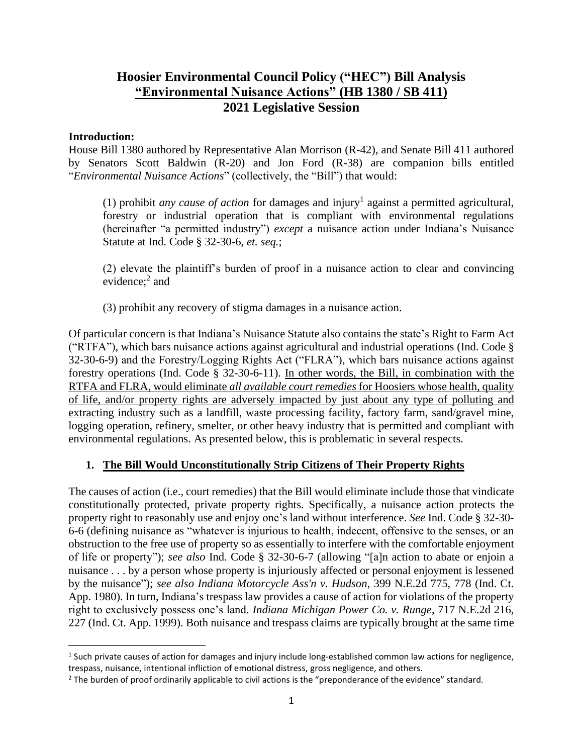# Hoosier Environmental Council Policy ("HEC") Bill Analysis
## <u>"Environmental Nuisance Actions" (HB 1380 / SB 411)</u>
## 2021 Legislative Session

**Introduction:**

House Bill 1380 authored by Representative Alan Morrison (R-42), and Senate Bill 411 authored by Senators Scott Baldwin (R-20) and Jon Ford (R-38) are companion bills entitled "*Environmental Nuisance Actions*" (collectively, the "Bill") that would:

> (1) prohibit *any cause of action* for damages and injury[1] against a permitted agricultural, forestry or industrial operation that is compliant with environmental regulations (hereinafter "a permitted industry") *except* a nuisance action under Indiana's Nuisance Statute at Ind. Code § 32-30-6, *et. seq.*;
>
> (2) elevate the plaintiff's burden of proof in a nuisance action to clear and convincing evidence;[2] and
>
> (3) prohibit any recovery of stigma damages in a nuisance action.

Of particular concern is that Indiana's Nuisance Statute also contains the state's Right to Farm Act ("RTFA"), which bars nuisance actions against agricultural and industrial operations (Ind. Code § 32-30-6-9) and the Forestry/Logging Rights Act ("FLRA"), which bars nuisance actions against forestry operations (Ind. Code § 32-30-6-11). <u>In other words, the Bill, in combination with the RTFA and FLRA, would eliminate *all available court remedies* for Hoosiers whose health, quality of life, and/or property rights are adversely impacted by just about any type of polluting and extracting industry</u> such as a landfill, waste processing facility, factory farm, sand/gravel mine, logging operation, refinery, smelter, or other heavy industry that is permitted and compliant with environmental regulations. As presented below, this is problematic in several respects.

### 1. <u>The Bill Would Unconstitutionally Strip Citizens of Their Property Rights</u>

The causes of action (i.e., court remedies) that the Bill would eliminate include those that vindicate constitutionally protected, private property rights. Specifically, a nuisance action protects the property right to reasonably use and enjoy one's land without interference. *See* Ind. Code § 32-30-6-6 (defining nuisance as "whatever is injurious to health, indecent, offensive to the senses, or an obstruction to the free use of property so as essentially to interfere with the comfortable enjoyment of life or property"); *see also* Ind. Code § 32-30-6-7 (allowing "[a]n action to abate or enjoin a nuisance . . . by a person whose property is injuriously affected or personal enjoyment is lessened by the nuisance"); *see also Indiana Motorcycle Ass'n v. Hudson*, 399 N.E.2d 775, 778 (Ind. Ct. App. 1980). In turn, Indiana's trespass law provides a cause of action for violations of the property right to exclusively possess one's land. *Indiana Michigan Power Co. v. Runge*, 717 N.E.2d 216, 227 (Ind. Ct. App. 1999). Both nuisance and trespass claims are typically brought at the same time

---

[1] Such private causes of action for damages and injury include long-established common law actions for negligence, trespass, nuisance, intentional infliction of emotional distress, gross negligence, and others.

[2] The burden of proof ordinarily applicable to civil actions is the "preponderance of the evidence" standard.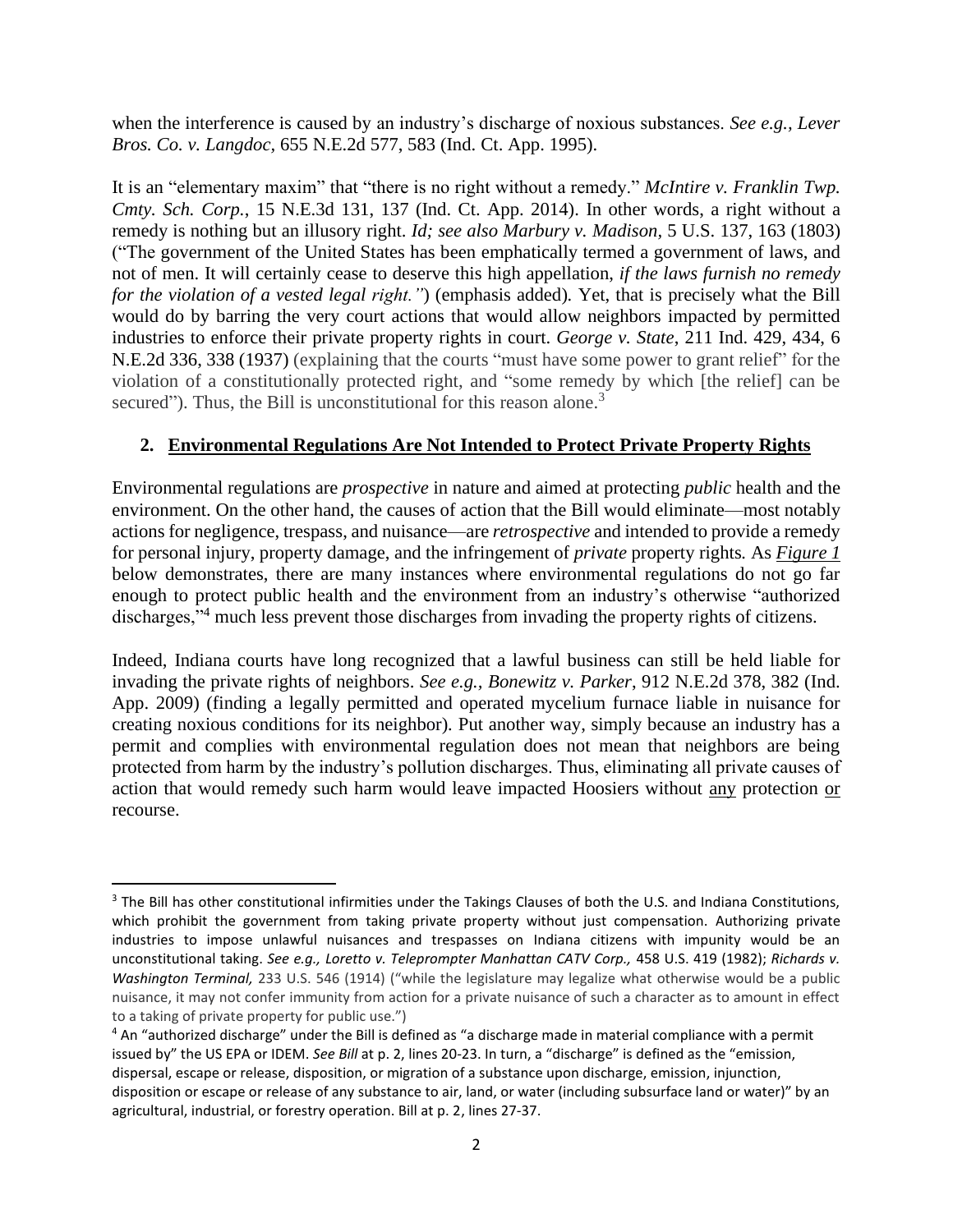when the interference is caused by an industry's discharge of noxious substances. *See e.g., Lever Bros. Co. v. Langdoc*, 655 N.E.2d 577, 583 (Ind. Ct. App. 1995).

It is an "elementary maxim" that "there is no right without a remedy." *McIntire v. Franklin Twp. Cmty. Sch. Corp.*, 15 N.E.3d 131, 137 (Ind. Ct. App. 2014). In other words, a right without a remedy is nothing but an illusory right. *Id; see also Marbury v. Madison*, 5 U.S. 137, 163 (1803) ("The government of the United States has been emphatically termed a government of laws, and not of men. It will certainly cease to deserve this high appellation, *if the laws furnish no remedy for the violation of a vested legal right."*) (emphasis added). Yet, that is precisely what the Bill would do by barring the very court actions that would allow neighbors impacted by permitted industries to enforce their private property rights in court. *George v. State*, 211 Ind. 429, 434, 6 N.E.2d 336, 338 (1937) (explaining that the courts "must have some power to grant relief" for the violation of a constitutionally protected right, and "some remedy by which [the relief] can be secured"). Thus, the Bill is unconstitutional for this reason alone.[3]

## 2. <u>Environmental Regulations Are Not Intended to Protect Private Property Rights</u>

Environmental regulations are *prospective* in nature and aimed at protecting *public* health and the environment. On the other hand, the causes of action that the Bill would eliminate—most notably actions for negligence, trespass, and nuisance—are *retrospective* and intended to provide a remedy for personal injury, property damage, and the infringement of *private* property rights. As ***<u>Figure 1</u>*** below demonstrates, there are many instances where environmental regulations do not go far enough to protect public health and the environment from an industry's otherwise "authorized discharges,"[4] much less prevent those discharges from invading the property rights of citizens.

Indeed, Indiana courts have long recognized that a lawful business can still be held liable for invading the private rights of neighbors. *See e.g., Bonewitz v. Parker*, 912 N.E.2d 378, 382 (Ind. App. 2009) (finding a legally permitted and operated mycelium furnace liable in nuisance for creating noxious conditions for its neighbor). Put another way, simply because an industry has a permit and complies with environmental regulation does not mean that neighbors are being protected from harm by the industry's pollution discharges. Thus, eliminating all private causes of action that would remedy such harm would leave impacted Hoosiers without <u>any</u> protection <u>or</u> recourse.

---

[3] The Bill has other constitutional infirmities under the Takings Clauses of both the U.S. and Indiana Constitutions, which prohibit the government from taking private property without just compensation. Authorizing private industries to impose unlawful nuisances and trespasses on Indiana citizens with impunity would be an unconstitutional taking. ***See e.g., Loretto v. Teleprompter Manhattan CATV Corp.,*** 458 U.S. 419 (1982); ***Richards v. Washington Terminal,*** 233 U.S. 546 (1914) ("while the legislature may legalize what otherwise would be a public nuisance, it may not confer immunity from action for a private nuisance of such a character as to amount in effect to a taking of private property for public use.")

[4] An "authorized discharge" under the Bill is defined as "a discharge made in material compliance with a permit issued by" the US EPA or IDEM. *See Bill* at p. 2, lines 20-23. In turn, a "discharge" is defined as the "emission, dispersal, escape or release, disposition, or migration of a substance upon discharge, emission, injunction, disposition or escape or release of any substance to air, land, or water (including subsurface land or water)" by an agricultural, industrial, or forestry operation. Bill at p. 2, lines 27-37.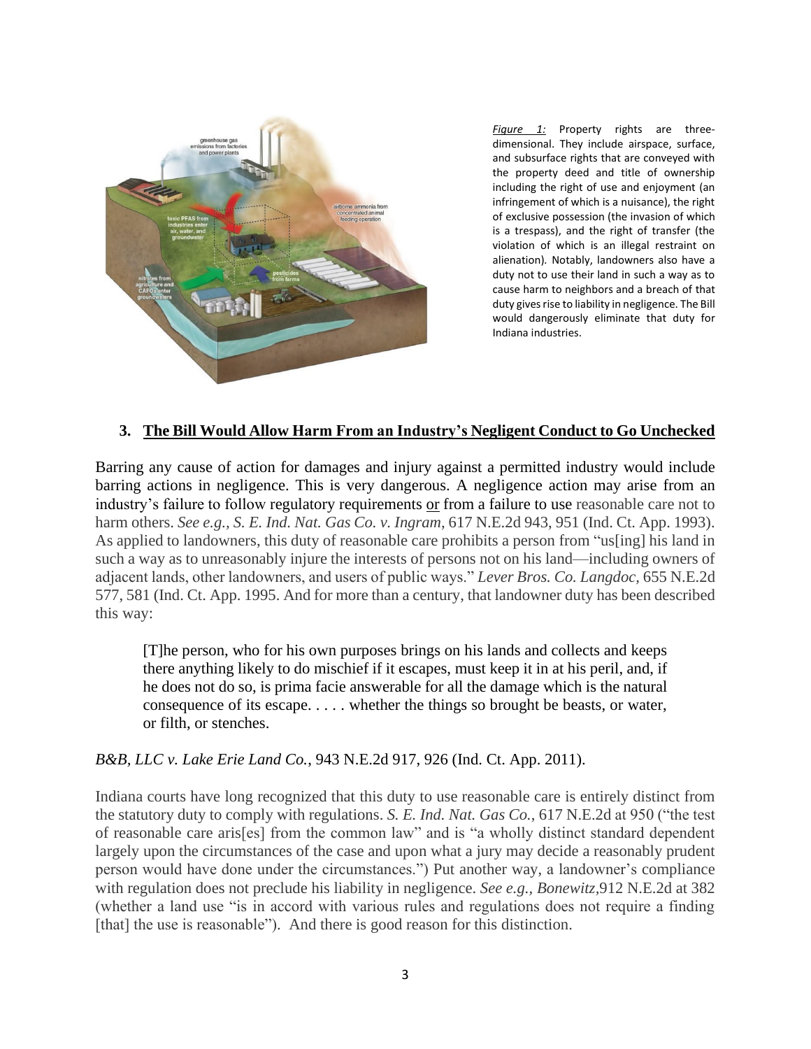*Figure 1:* Property rights are three-dimensional. They include airspace, surface, and subsurface rights that are conveyed with the property deed and title of ownership including the right of use and enjoyment (an infringement of which is a nuisance), the right of exclusive possession (the invasion of which is a trespass), and the right of transfer (the violation of which is an illegal restraint on alienation). Notably, landowners also have a duty not to use their land in such a way as to cause harm to neighbors and a breach of that duty gives rise to liability in negligence. The Bill would dangerously eliminate that duty for Indiana industries.

### 3. The Bill Would Allow Harm From an Industry's Negligent Conduct to Go Unchecked

Barring any cause of action for damages and injury against a permitted industry would include barring actions in negligence. This is very dangerous. A negligence action may arise from an industry's failure to follow regulatory requirements or from a failure to use reasonable care not to harm others. *See e.g., S. E. Ind. Nat. Gas Co. v. Ingram*, 617 N.E.2d 943, 951 (Ind. Ct. App. 1993). As applied to landowners, this duty of reasonable care prohibits a person from "us[ing] his land in such a way as to unreasonably injure the interests of persons not on his land—including owners of adjacent lands, other landowners, and users of public ways." *Lever Bros. Co. Langdoc*, 655 N.E.2d 577, 581 (Ind. Ct. App. 1995. And for more than a century, that landowner duty has been described this way:

> [T]he person, who for his own purposes brings on his lands and collects and keeps there anything likely to do mischief if it escapes, must keep it in at his peril, and, if he does not do so, is prima facie answerable for all the damage which is the natural consequence of its escape. . . . . whether the things so brought be beasts, or water, or filth, or stenches.

*B&B, LLC v. Lake Erie Land Co.*, 943 N.E.2d 917, 926 (Ind. Ct. App. 2011).

Indiana courts have long recognized that this duty to use reasonable care is entirely distinct from the statutory duty to comply with regulations. *S. E. Ind. Nat. Gas Co.*, 617 N.E.2d at 950 ("the test of reasonable care aris[es] from the common law" and is "a wholly distinct standard dependent largely upon the circumstances of the case and upon what a jury may decide a reasonably prudent person would have done under the circumstances.") Put another way, a landowner's compliance with regulation does not preclude his liability in negligence. *See e.g., Bonewitz*,912 N.E.2d at 382 (whether a land use "is in accord with various rules and regulations does not require a finding [that] the use is reasonable"). And there is good reason for this distinction.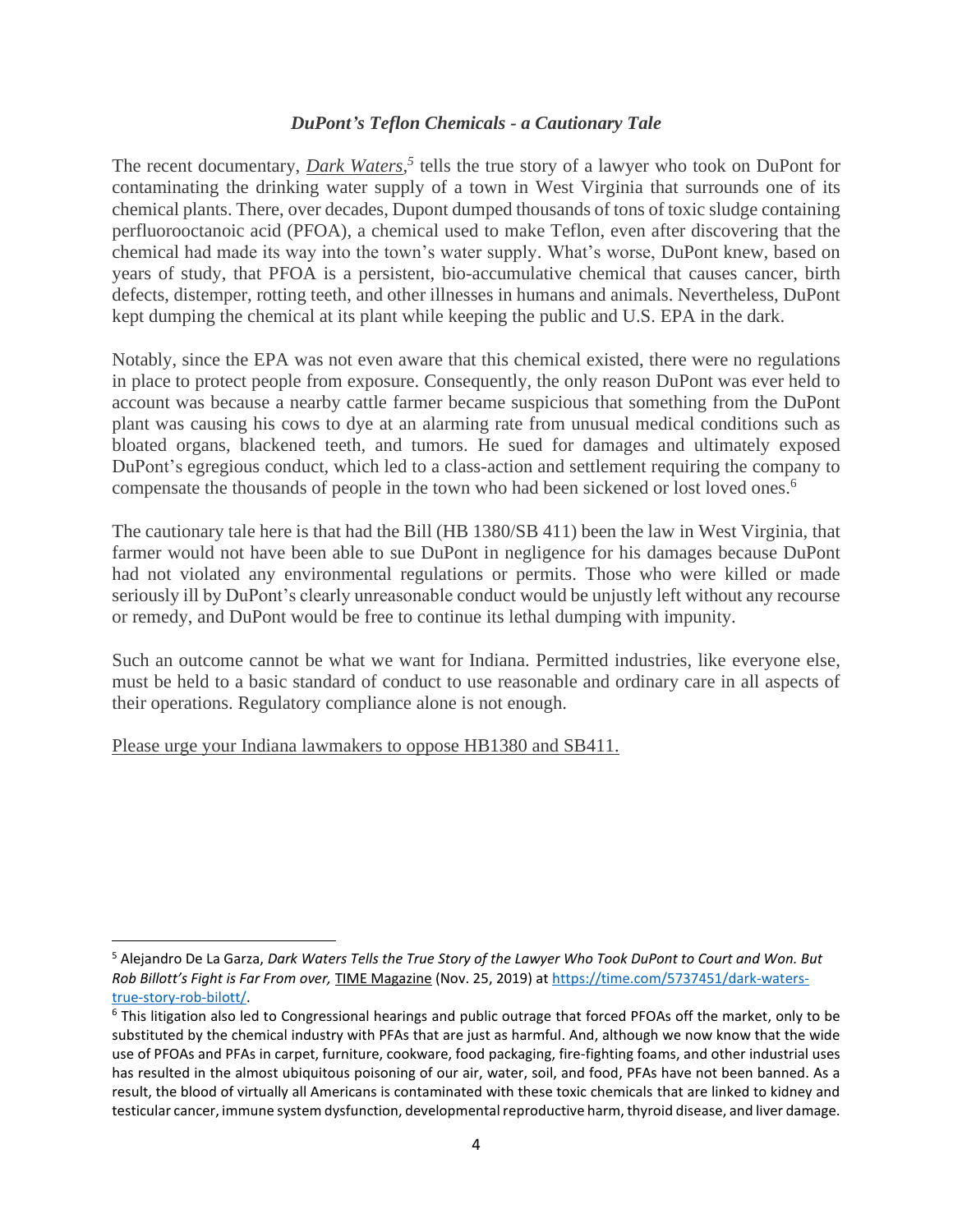### *DuPont's Teflon Chemicals - a Cautionary Tale*

The recent documentary, *Dark Waters*,[5] tells the true story of a lawyer who took on DuPont for contaminating the drinking water supply of a town in West Virginia that surrounds one of its chemical plants. There, over decades, Dupont dumped thousands of tons of toxic sludge containing perfluorooctanoic acid (PFOA), a chemical used to make Teflon, even after discovering that the chemical had made its way into the town's water supply. What's worse, DuPont knew, based on years of study, that PFOA is a persistent, bio-accumulative chemical that causes cancer, birth defects, distemper, rotting teeth, and other illnesses in humans and animals. Nevertheless, DuPont kept dumping the chemical at its plant while keeping the public and U.S. EPA in the dark.

Notably, since the EPA was not even aware that this chemical existed, there were no regulations in place to protect people from exposure. Consequently, the only reason DuPont was ever held to account was because a nearby cattle farmer became suspicious that something from the DuPont plant was causing his cows to dye at an alarming rate from unusual medical conditions such as bloated organs, blackened teeth, and tumors. He sued for damages and ultimately exposed DuPont's egregious conduct, which led to a class-action and settlement requiring the company to compensate the thousands of people in the town who had been sickened or lost loved ones.[6]

The cautionary tale here is that had the Bill (HB 1380/SB 411) been the law in West Virginia, that farmer would not have been able to sue DuPont in negligence for his damages because DuPont had not violated any environmental regulations or permits. Those who were killed or made seriously ill by DuPont's clearly unreasonable conduct would be unjustly left without any recourse or remedy, and DuPont would be free to continue its lethal dumping with impunity.

Such an outcome cannot be what we want for Indiana. Permitted industries, like everyone else, must be held to a basic standard of conduct to use reasonable and ordinary care in all aspects of their operations. Regulatory compliance alone is not enough.

Please urge your Indiana lawmakers to oppose HB1380 and SB411.

---

[5] Alejandro De La Garza, *Dark Waters Tells the True Story of the Lawyer Who Took DuPont to Court and Won. But Rob Billott's Fight is Far From over,* TIME Magazine (Nov. 25, 2019) at https://time.com/5737451/dark-waters-true-story-rob-bilott/.

[6] This litigation also led to Congressional hearings and public outrage that forced PFOAs off the market, only to be substituted by the chemical industry with PFAs that are just as harmful. And, although we now know that the wide use of PFOAs and PFAs in carpet, furniture, cookware, food packaging, fire-fighting foams, and other industrial uses has resulted in the almost ubiquitous poisoning of our air, water, soil, and food, PFAs have not been banned. As a result, the blood of virtually all Americans is contaminated with these toxic chemicals that are linked to kidney and testicular cancer, immune system dysfunction, developmental reproductive harm, thyroid disease, and liver damage.